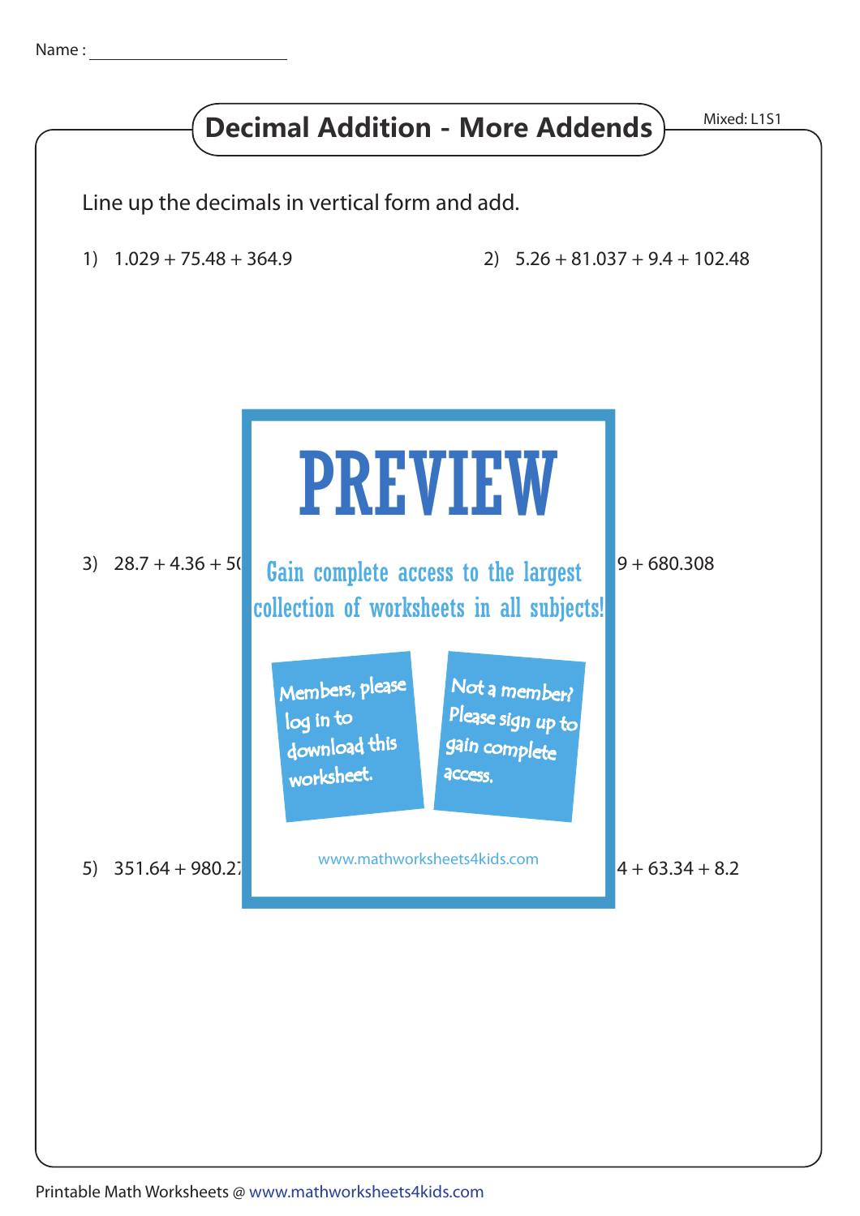Name : ____________________

# Decimal Addition - More Addends

Mixed: L1S1

Line up the decimals in vertical form and add.

1) 1.029 + 75.48 + 364.9

2) 5.26 + 81.037 + 9.4 + 102.48

3) 28.7 + 4.36 + 5(

PREVIEW

Gain complete access to the largest collection of worksheets in all subjects!

Members, please log in to download this worksheet.

Not a member? Please sign up to gain complete access.

www.mathworksheets4kids.com

9 + 680.308

5) 351.64 + 980.2

4 + 63.34 + 8.2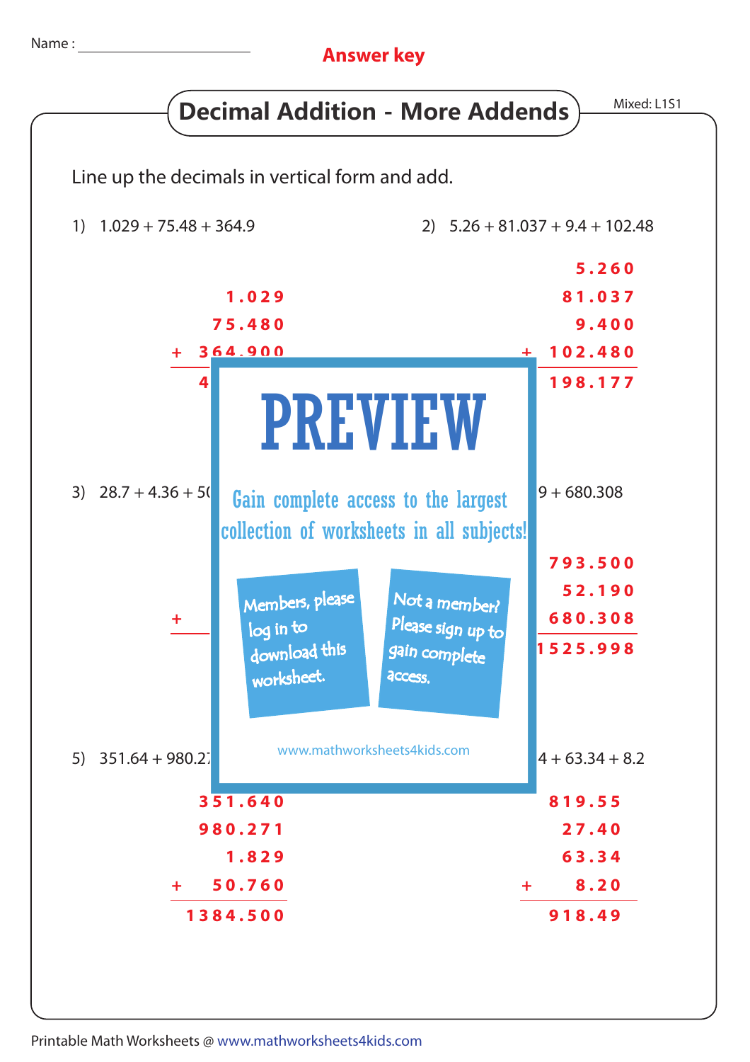Name : ______________________

**Answer key**

# Decimal Addition - More Addends

Mixed: L1S1

Line up the decimals in vertical form and add.

1) 1.029 + 75.48 + 364.9

```
    1.029
   75.480
+ 364.900
---------
 4
```

2) 5.26 + 81.037 + 9.4 + 102.48

```
    5.260
   81.037
    9.400
+ 102.480
---------
  198.177
```

3) 28.7 + 4.36 + 5

```
+
```

4) 9 + 680.308

```
  793.500
   52.190
  680.308
---------
 1525.998
```

PREVIEW

Gain complete access to the largest collection of worksheets in all subjects!

Members, please log in to download this worksheet.

Not a member? Please sign up to gain complete access.

www.mathworksheets4kids.com

5) 351.64 + 980.27

```
  351.640
  980.271
    1.829
+  50.760
---------
 1384.500
```

6) 4 + 63.34 + 8.2

```
  819.55
   27.40
   63.34
+   8.20
--------
  918.49
```

Printable Math Worksheets @ www.mathworksheets4kids.com